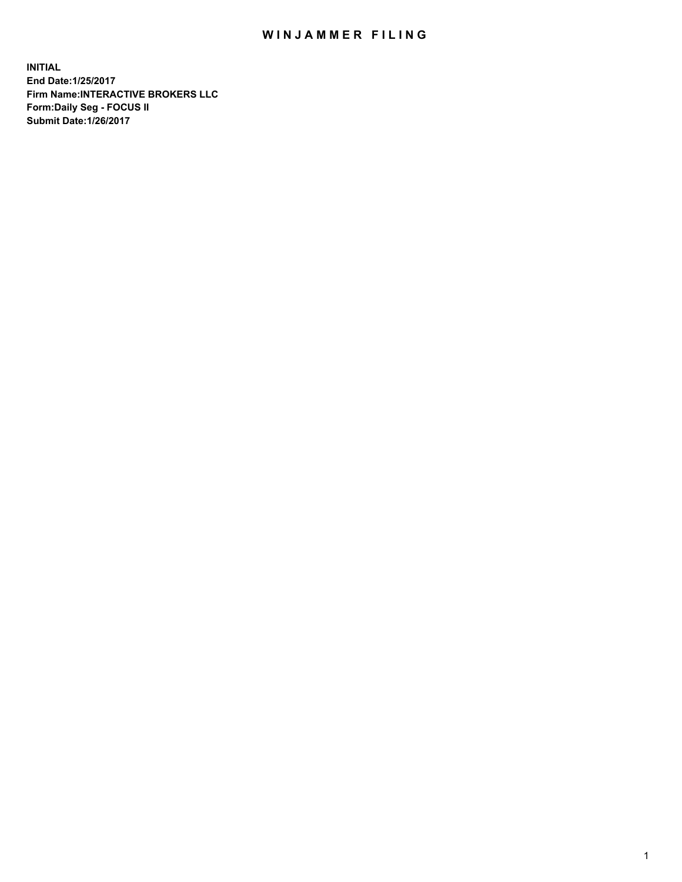# WINJAMMER FILING

**INITIAL**
**End Date:1/25/2017**
**Firm Name:INTERACTIVE BROKERS LLC**
**Form:Daily Seg - FOCUS II**
**Submit Date:1/26/2017**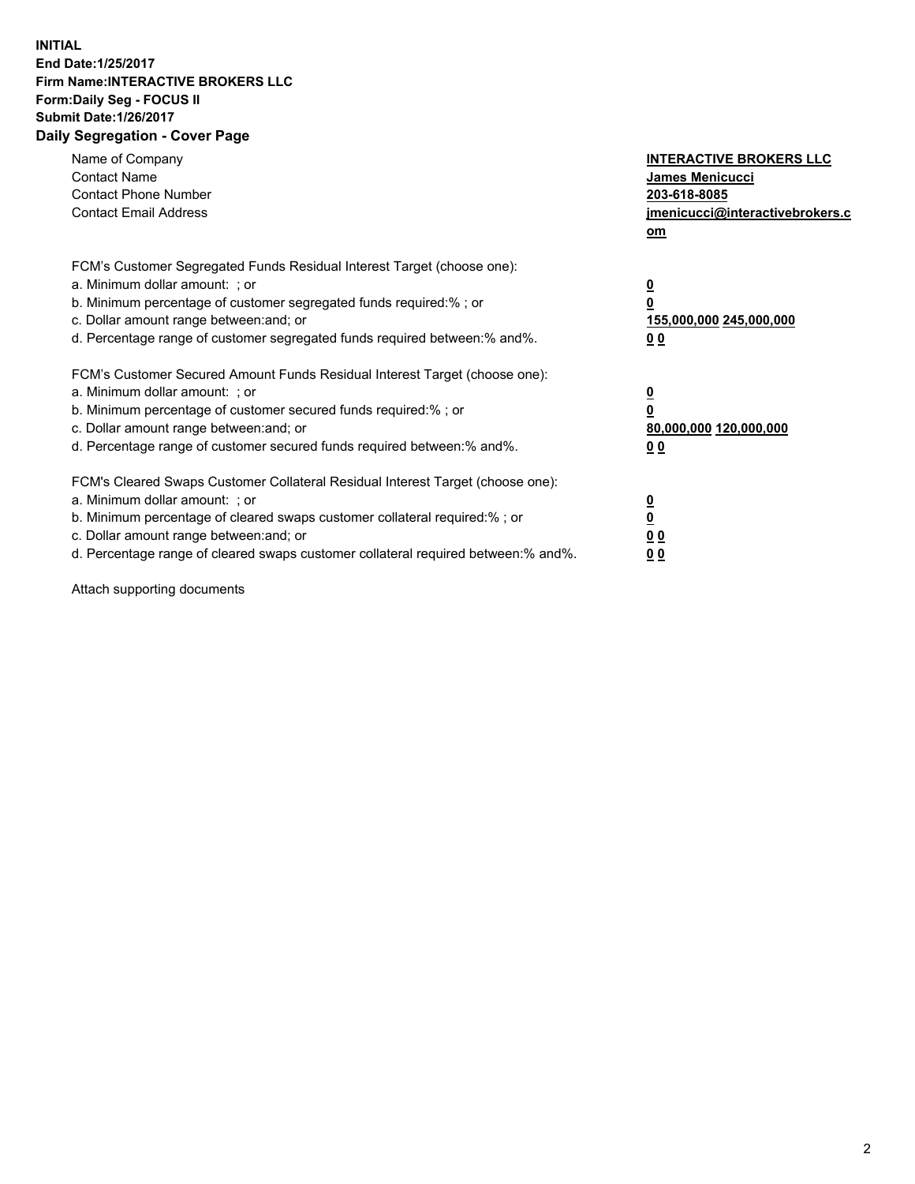**INITIAL**
**End Date:1/25/2017**
**Firm Name:INTERACTIVE BROKERS LLC**
**Form:Daily Seg - FOCUS II**
**Submit Date:1/26/2017**

## Daily Segregation - Cover Page

| | |
|---|---|
| Name of Company | **INTERACTIVE BROKERS LLC** |
| Contact Name | **James Menicucci** |
| Contact Phone Number | **203-618-8085** |
| Contact Email Address | **jmenicucci@interactivebrokers.com** |

FCM's Customer Segregated Funds Residual Interest Target (choose one):

| | |
|---|---|
| a. Minimum dollar amount: ; or | **0** |
| b. Minimum percentage of customer segregated funds required:% ; or | **0** |
| c. Dollar amount range between:and; or | **155,000,000 245,000,000** |
| d. Percentage range of customer segregated funds required between:% and%. | **0 0** |

FCM's Customer Secured Amount Funds Residual Interest Target (choose one):

| | |
|---|---|
| a. Minimum dollar amount: ; or | **0** |
| b. Minimum percentage of customer secured funds required:% ; or | **0** |
| c. Dollar amount range between:and; or | **80,000,000 120,000,000** |
| d. Percentage range of customer secured funds required between:% and%. | **0 0** |

FCM's Cleared Swaps Customer Collateral Residual Interest Target (choose one):

| | |
|---|---|
| a. Minimum dollar amount: ; or | **0** |
| b. Minimum percentage of cleared swaps customer collateral required:% ; or | **0** |
| c. Dollar amount range between:and; or | **0 0** |
| d. Percentage range of cleared swaps customer collateral required between:% and%. | **0 0** |

Attach supporting documents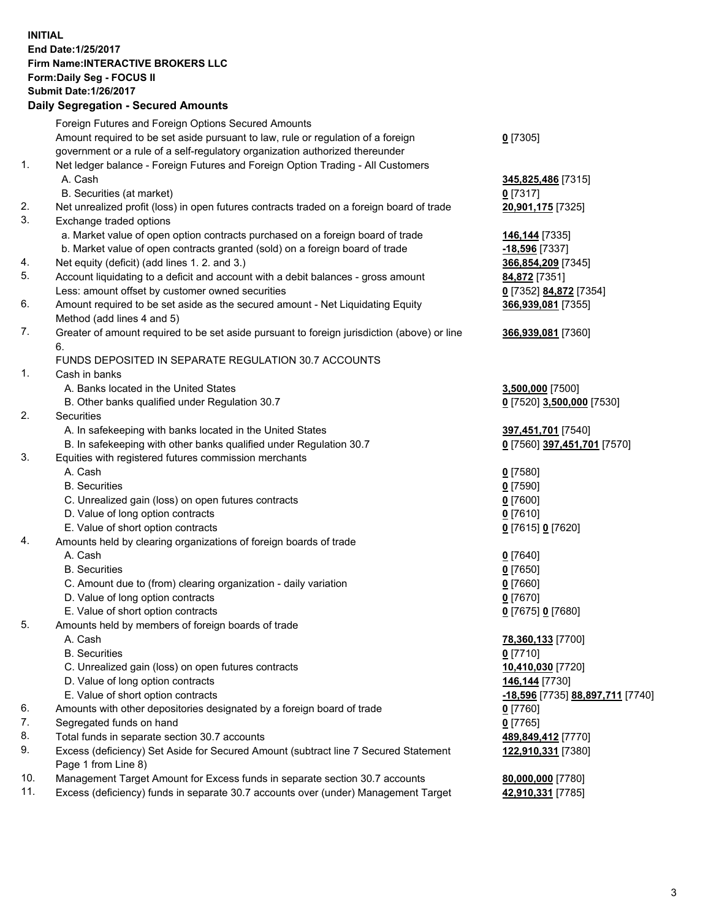**INITIAL**
**End Date:1/25/2017**
**Firm Name:INTERACTIVE BROKERS LLC**
**Form:Daily Seg - FOCUS II**
**Submit Date:1/26/2017**

**Daily Segregation - Secured Amounts**

| | | |
|---|---|---|
| | Foreign Futures and Foreign Options Secured Amounts | |
| | Amount required to be set aside pursuant to law, rule or regulation of a foreign government or a rule of a self-regulatory organization authorized thereunder | 0 [7305] |
| 1. | Net ledger balance - Foreign Futures and Foreign Option Trading - All Customers | |
| | A. Cash | 345,825,486 [7315] |
| | B. Securities (at market) | 0 [7317] |
| 2. | Net unrealized profit (loss) in open futures contracts traded on a foreign board of trade | 20,901,175 [7325] |
| 3. | Exchange traded options | |
| | a. Market value of open option contracts purchased on a foreign board of trade | 146,144 [7335] |
| | b. Market value of open contracts granted (sold) on a foreign board of trade | -18,596 [7337] |
| 4. | Net equity (deficit) (add lines 1. 2. and 3.) | 366,854,209 [7345] |
| 5. | Account liquidating to a deficit and account with a debit balances - gross amount | 84,872 [7351] |
| | Less: amount offset by customer owned securities | 0 [7352] 84,872 [7354] |
| 6. | Amount required to be set aside as the secured amount - Net Liquidating Equity Method (add lines 4 and 5) | 366,939,081 [7355] |
| 7. | Greater of amount required to be set aside pursuant to foreign jurisdiction (above) or line 6. | 366,939,081 [7360] |
| | FUNDS DEPOSITED IN SEPARATE REGULATION 30.7 ACCOUNTS | |
| 1. | Cash in banks | |
| | A. Banks located in the United States | 3,500,000 [7500] |
| | B. Other banks qualified under Regulation 30.7 | 0 [7520] 3,500,000 [7530] |
| 2. | Securities | |
| | A. In safekeeping with banks located in the United States | 397,451,701 [7540] |
| | B. In safekeeping with other banks qualified under Regulation 30.7 | 0 [7560] 397,451,701 [7570] |
| 3. | Equities with registered futures commission merchants | |
| | A. Cash | 0 [7580] |
| | B. Securities | 0 [7590] |
| | C. Unrealized gain (loss) on open futures contracts | 0 [7600] |
| | D. Value of long option contracts | 0 [7610] |
| | E. Value of short option contracts | 0 [7615] 0 [7620] |
| 4. | Amounts held by clearing organizations of foreign boards of trade | |
| | A. Cash | 0 [7640] |
| | B. Securities | 0 [7650] |
| | C. Amount due to (from) clearing organization - daily variation | 0 [7660] |
| | D. Value of long option contracts | 0 [7670] |
| | E. Value of short option contracts | 0 [7675] 0 [7680] |
| 5. | Amounts held by members of foreign boards of trade | |
| | A. Cash | 78,360,133 [7700] |
| | B. Securities | 0 [7710] |
| | C. Unrealized gain (loss) on open futures contracts | 10,410,030 [7720] |
| | D. Value of long option contracts | 146,144 [7730] |
| | E. Value of short option contracts | -18,596 [7735] 88,897,711 [7740] |
| 6. | Amounts with other depositories designated by a foreign board of trade | 0 [7760] |
| 7. | Segregated funds on hand | 0 [7765] |
| 8. | Total funds in separate section 30.7 accounts | 489,849,412 [7770] |
| 9. | Excess (deficiency) Set Aside for Secured Amount (subtract line 7 Secured Statement Page 1 from Line 8) | 122,910,331 [7380] |
| 10. | Management Target Amount for Excess funds in separate section 30.7 accounts | 80,000,000 [7780] |
| 11. | Excess (deficiency) funds in separate 30.7 accounts over (under) Management Target | 42,910,331 [7785] |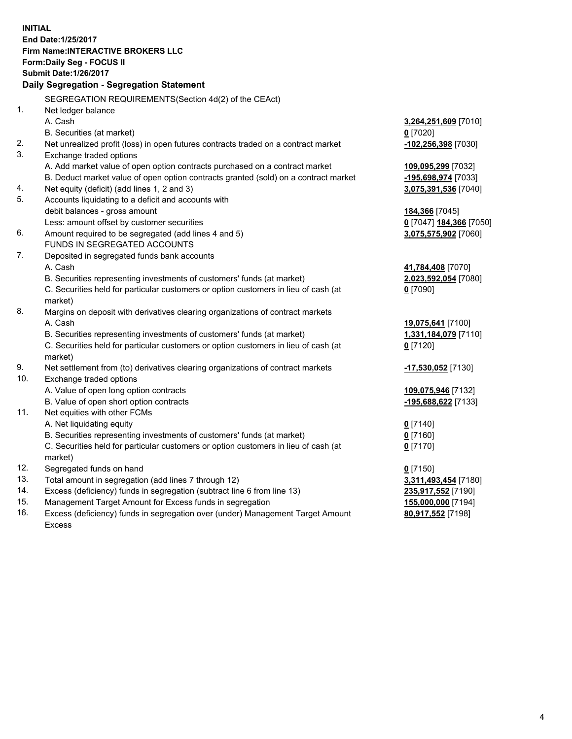**INITIAL**
**End Date:1/25/2017**
**Firm Name:INTERACTIVE BROKERS LLC**
**Form:Daily Seg - FOCUS II**
**Submit Date:1/26/2017**

### Daily Segregation - Segregation Statement

SEGREGATION REQUIREMENTS(Section 4d(2) of the CEAct)

| | | |
|---|---|---|
| 1. | Net ledger balance | |
| | A. Cash | **3,264,251,609** [7010] |
| | B. Securities (at market) | **0** [7020] |
| 2. | Net unrealized profit (loss) in open futures contracts traded on a contract market | **-102,256,398** [7030] |
| 3. | Exchange traded options | |
| | A. Add market value of open option contracts purchased on a contract market | **109,095,299** [7032] |
| | B. Deduct market value of open option contracts granted (sold) on a contract market | **-195,698,974** [7033] |
| 4. | Net equity (deficit) (add lines 1, 2 and 3) | **3,075,391,536** [7040] |
| 5. | Accounts liquidating to a deficit and accounts with | |
| | debit balances - gross amount | **184,366** [7045] |
| | Less: amount offset by customer securities | **0** [7047] **184,366** [7050] |
| 6. | Amount required to be segregated (add lines 4 and 5) | **3,075,575,902** [7060] |
| | FUNDS IN SEGREGATED ACCOUNTS | |
| 7. | Deposited in segregated funds bank accounts | |
| | A. Cash | **41,784,408** [7070] |
| | B. Securities representing investments of customers' funds (at market) | **2,023,592,054** [7080] |
| | C. Securities held for particular customers or option customers in lieu of cash (at market) | **0** [7090] |
| 8. | Margins on deposit with derivatives clearing organizations of contract markets | |
| | A. Cash | **19,075,641** [7100] |
| | B. Securities representing investments of customers' funds (at market) | **1,331,184,079** [7110] |
| | C. Securities held for particular customers or option customers in lieu of cash (at market) | **0** [7120] |
| 9. | Net settlement from (to) derivatives clearing organizations of contract markets | **-17,530,052** [7130] |
| 10. | Exchange traded options | |
| | A. Value of open long option contracts | **109,075,946** [7132] |
| | B. Value of open short option contracts | **-195,688,622** [7133] |
| 11. | Net equities with other FCMs | |
| | A. Net liquidating equity | **0** [7140] |
| | B. Securities representing investments of customers' funds (at market) | **0** [7160] |
| | C. Securities held for particular customers or option customers in lieu of cash (at market) | **0** [7170] |
| 12. | Segregated funds on hand | **0** [7150] |
| 13. | Total amount in segregation (add lines 7 through 12) | **3,311,493,454** [7180] |
| 14. | Excess (deficiency) funds in segregation (subtract line 6 from line 13) | **235,917,552** [7190] |
| 15. | Management Target Amount for Excess funds in segregation | **155,000,000** [7194] |
| 16. | Excess (deficiency) funds in segregation over (under) Management Target Amount Excess | **80,917,552** [7198] |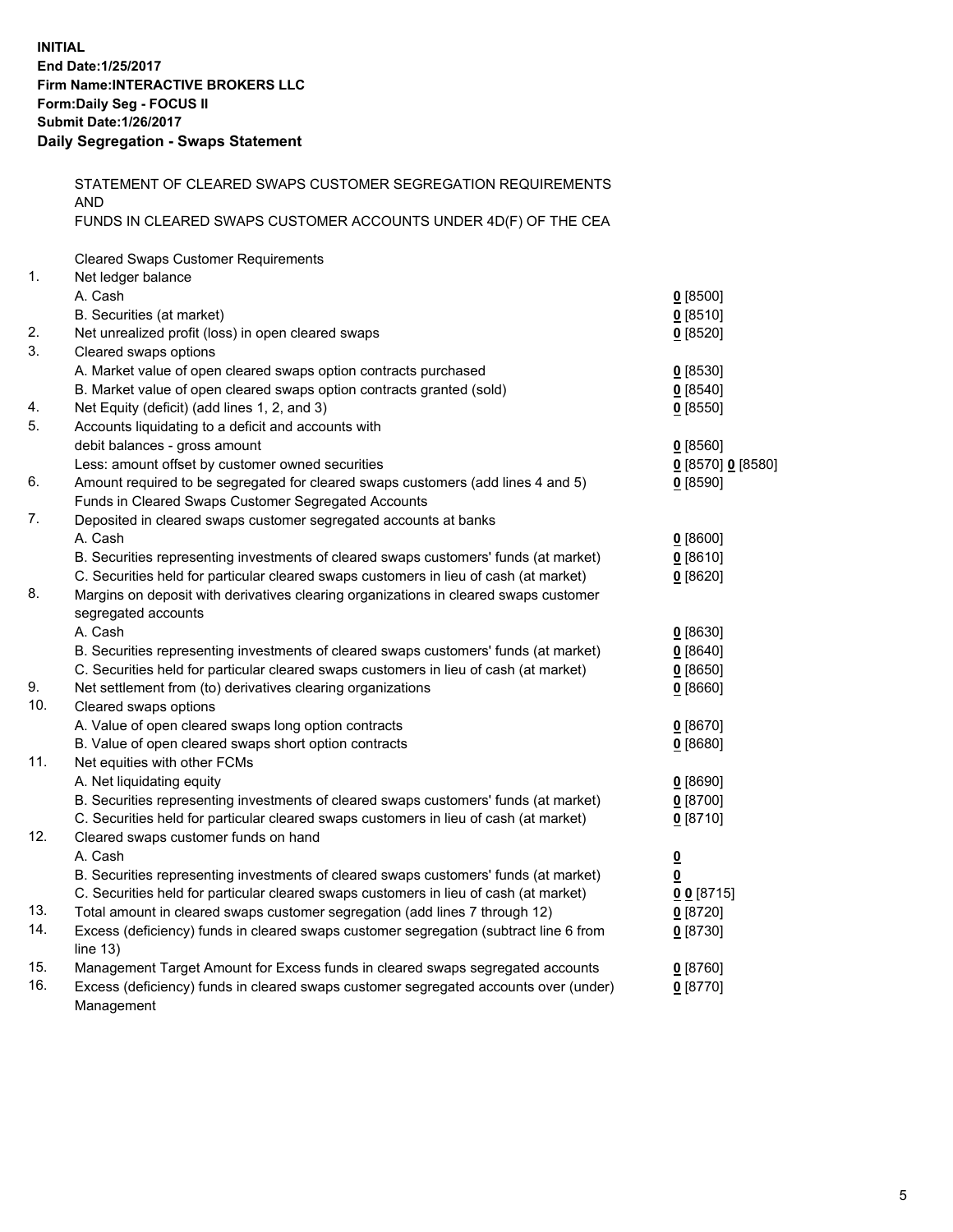**INITIAL**
**End Date:1/25/2017**
**Firm Name:INTERACTIVE BROKERS LLC**
**Form:Daily Seg - FOCUS II**
**Submit Date:1/26/2017**
**Daily Segregation - Swaps Statement**

STATEMENT OF CLEARED SWAPS CUSTOMER SEGREGATION REQUIREMENTS
AND
FUNDS IN CLEARED SWAPS CUSTOMER ACCOUNTS UNDER 4D(F) OF THE CEA

| | | |
|---|---|---|
| | Cleared Swaps Customer Requirements | |
| 1. | Net ledger balance | |
| | A. Cash | 0 [8500] |
| | B. Securities (at market) | 0 [8510] |
| 2. | Net unrealized profit (loss) in open cleared swaps | 0 [8520] |
| 3. | Cleared swaps options | |
| | A. Market value of open cleared swaps option contracts purchased | 0 [8530] |
| | B. Market value of open cleared swaps option contracts granted (sold) | 0 [8540] |
| 4. | Net Equity (deficit) (add lines 1, 2, and 3) | 0 [8550] |
| 5. | Accounts liquidating to a deficit and accounts with | |
| | debit balances - gross amount | 0 [8560] |
| | Less: amount offset by customer owned securities | 0 [8570] 0 [8580] |
| 6. | Amount required to be segregated for cleared swaps customers (add lines 4 and 5) | 0 [8590] |
| | Funds in Cleared Swaps Customer Segregated Accounts | |
| 7. | Deposited in cleared swaps customer segregated accounts at banks | |
| | A. Cash | 0 [8600] |
| | B. Securities representing investments of cleared swaps customers' funds (at market) | 0 [8610] |
| | C. Securities held for particular cleared swaps customers in lieu of cash (at market) | 0 [8620] |
| 8. | Margins on deposit with derivatives clearing organizations in cleared swaps customer segregated accounts | |
| | A. Cash | 0 [8630] |
| | B. Securities representing investments of cleared swaps customers' funds (at market) | 0 [8640] |
| | C. Securities held for particular cleared swaps customers in lieu of cash (at market) | 0 [8650] |
| 9. | Net settlement from (to) derivatives clearing organizations | 0 [8660] |
| 10. | Cleared swaps options | |
| | A. Value of open cleared swaps long option contracts | 0 [8670] |
| | B. Value of open cleared swaps short option contracts | 0 [8680] |
| 11. | Net equities with other FCMs | |
| | A. Net liquidating equity | 0 [8690] |
| | B. Securities representing investments of cleared swaps customers' funds (at market) | 0 [8700] |
| | C. Securities held for particular cleared swaps customers in lieu of cash (at market) | 0 [8710] |
| 12. | Cleared swaps customer funds on hand | |
| | A. Cash | 0 |
| | B. Securities representing investments of cleared swaps customers' funds (at market) | 0 |
| | C. Securities held for particular cleared swaps customers in lieu of cash (at market) | 0 0 [8715] |
| 13. | Total amount in cleared swaps customer segregation (add lines 7 through 12) | 0 [8720] |
| 14. | Excess (deficiency) funds in cleared swaps customer segregation (subtract line 6 from line 13) | 0 [8730] |
| 15. | Management Target Amount for Excess funds in cleared swaps segregated accounts | 0 [8760] |
| 16. | Excess (deficiency) funds in cleared swaps customer segregated accounts over (under) Management | 0 [8770] |